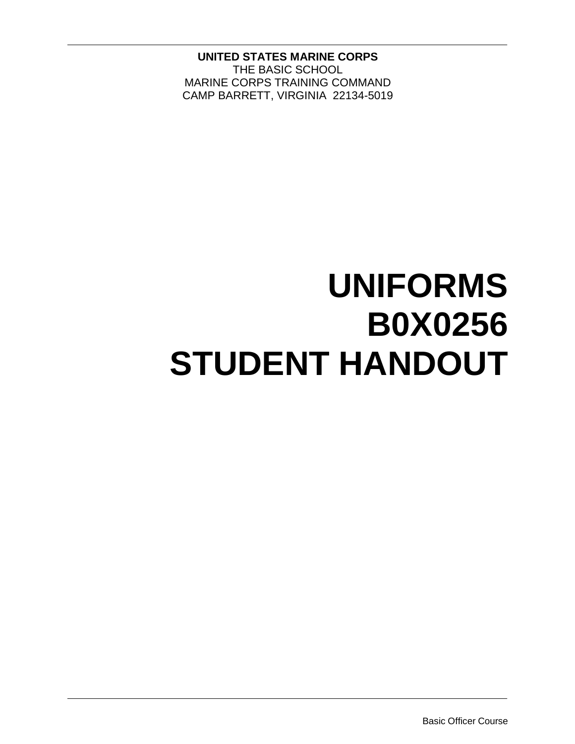**UNITED STATES MARINE CORPS**
THE BASIC SCHOOL
MARINE CORPS TRAINING COMMAND
CAMP BARRETT, VIRGINIA 22134-5019

# UNIFORMS
# B0X0256
# STUDENT HANDOUT

Basic Officer Course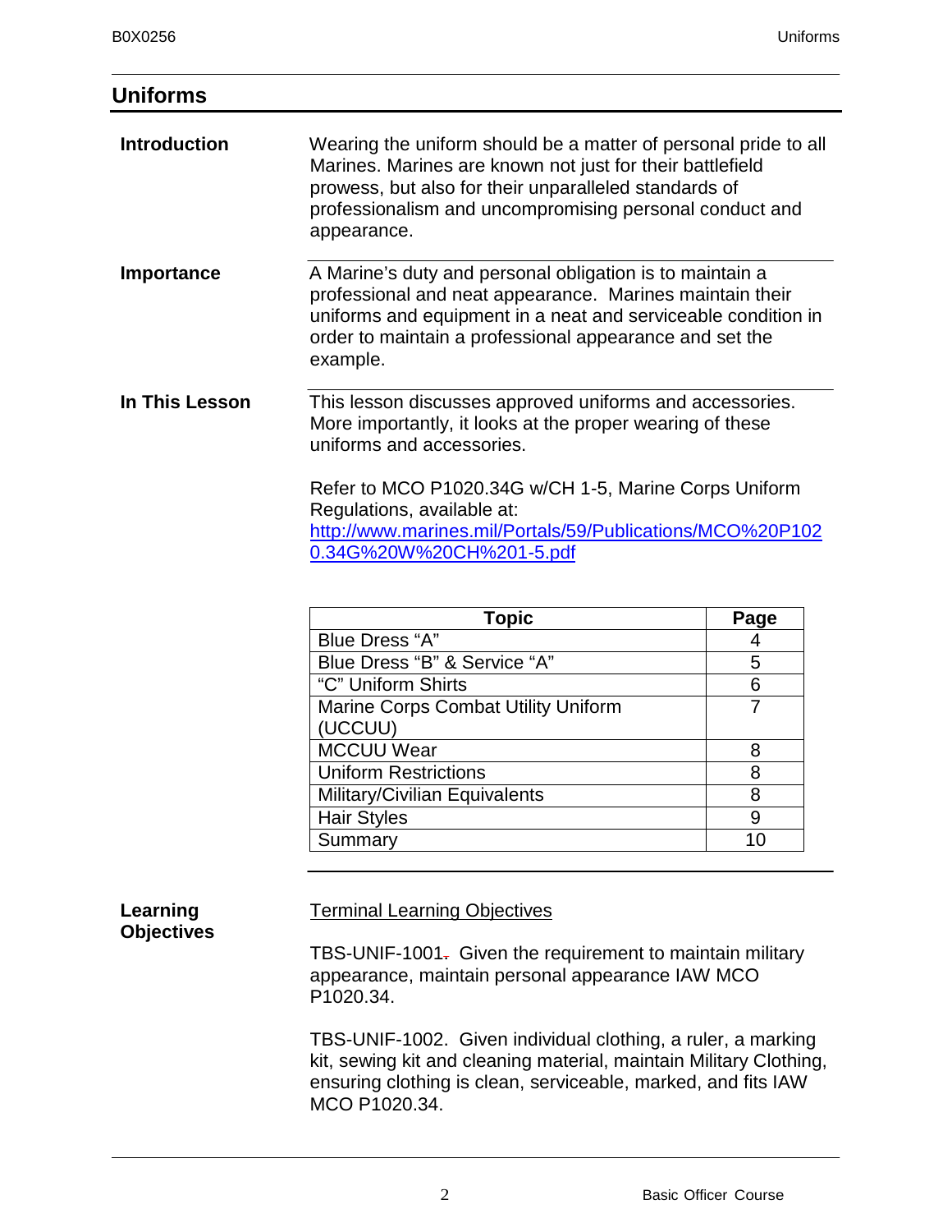## Uniforms

**Introduction**

Wearing the uniform should be a matter of personal pride to all Marines. Marines are known not just for their battlefield prowess, but also for their unparalleled standards of professionalism and uncompromising personal conduct and appearance.

**Importance**

A Marine's duty and personal obligation is to maintain a professional and neat appearance. Marines maintain their uniforms and equipment in a neat and serviceable condition in order to maintain a professional appearance and set the example.

**In This Lesson**

This lesson discusses approved uniforms and accessories. More importantly, it looks at the proper wearing of these uniforms and accessories.

Refer to MCO P1020.34G w/CH 1-5, Marine Corps Uniform Regulations, available at: http://www.marines.mil/Portals/59/Publications/MCO%20P1020.34G%20W%20CH%201-5.pdf

| Topic | Page |
|---|---|
| Blue Dress "A" | 4 |
| Blue Dress "B" & Service "A" | 5 |
| "C" Uniform Shirts | 6 |
| Marine Corps Combat Utility Uniform (UCCUU) | 7 |
| MCCUU Wear | 8 |
| Uniform Restrictions | 8 |
| Military/Civilian Equivalents | 8 |
| Hair Styles | 9 |
| Summary | 10 |

**Learning Objectives**

Terminal Learning Objectives

TBS-UNIF-1001. Given the requirement to maintain military appearance, maintain personal appearance IAW MCO P1020.34.

TBS-UNIF-1002. Given individual clothing, a ruler, a marking kit, sewing kit and cleaning material, maintain Military Clothing, ensuring clothing is clean, serviceable, marked, and fits IAW MCO P1020.34.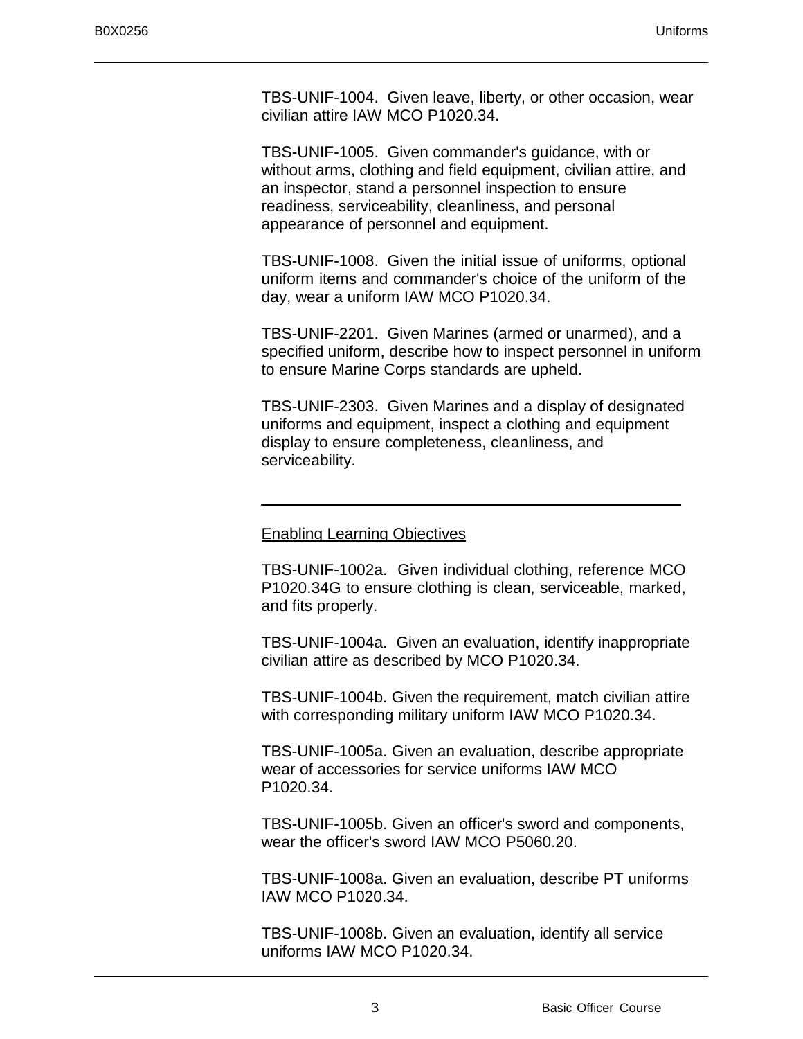TBS-UNIF-1004. Given leave, liberty, or other occasion, wear civilian attire IAW MCO P1020.34.

TBS-UNIF-1005. Given commander's guidance, with or without arms, clothing and field equipment, civilian attire, and an inspector, stand a personnel inspection to ensure readiness, serviceability, cleanliness, and personal appearance of personnel and equipment.

TBS-UNIF-1008. Given the initial issue of uniforms, optional uniform items and commander's choice of the uniform of the day, wear a uniform IAW MCO P1020.34.

TBS-UNIF-2201. Given Marines (armed or unarmed), and a specified uniform, describe how to inspect personnel in uniform to ensure Marine Corps standards are upheld.

TBS-UNIF-2303. Given Marines and a display of designated uniforms and equipment, inspect a clothing and equipment display to ensure completeness, cleanliness, and serviceability.

---

Enabling Learning Objectives

TBS-UNIF-1002a. Given individual clothing, reference MCO P1020.34G to ensure clothing is clean, serviceable, marked, and fits properly.

TBS-UNIF-1004a. Given an evaluation, identify inappropriate civilian attire as described by MCO P1020.34.

TBS-UNIF-1004b. Given the requirement, match civilian attire with corresponding military uniform IAW MCO P1020.34.

TBS-UNIF-1005a. Given an evaluation, describe appropriate wear of accessories for service uniforms IAW MCO P1020.34.

TBS-UNIF-1005b. Given an officer's sword and components, wear the officer's sword IAW MCO P5060.20.

TBS-UNIF-1008a. Given an evaluation, describe PT uniforms IAW MCO P1020.34.

TBS-UNIF-1008b. Given an evaluation, identify all service uniforms IAW MCO P1020.34.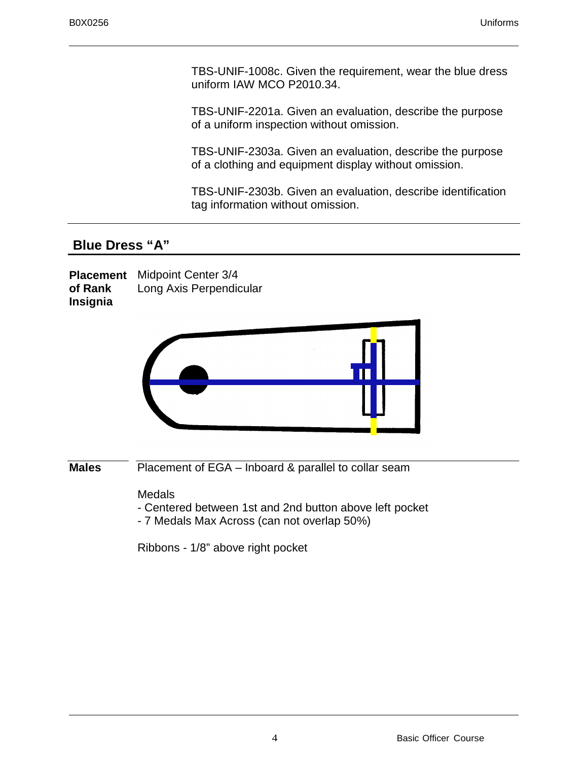TBS-UNIF-1008c. Given the requirement, wear the blue dress uniform IAW MCO P2010.34.

TBS-UNIF-2201a. Given an evaluation, describe the purpose of a uniform inspection without omission.

TBS-UNIF-2303a. Given an evaluation, describe the purpose of a clothing and equipment display without omission.

TBS-UNIF-2303b. Given an evaluation, describe identification tag information without omission.

## Blue Dress "A"

**Placement of Rank Insignia**

Midpoint Center 3/4
Long Axis Perpendicular

**Males**

Placement of EGA – Inboard & parallel to collar seam

Medals
- Centered between 1st and 2nd button above left pocket
- 7 Medals Max Across (can not overlap 50%)

Ribbons - 1/8" above right pocket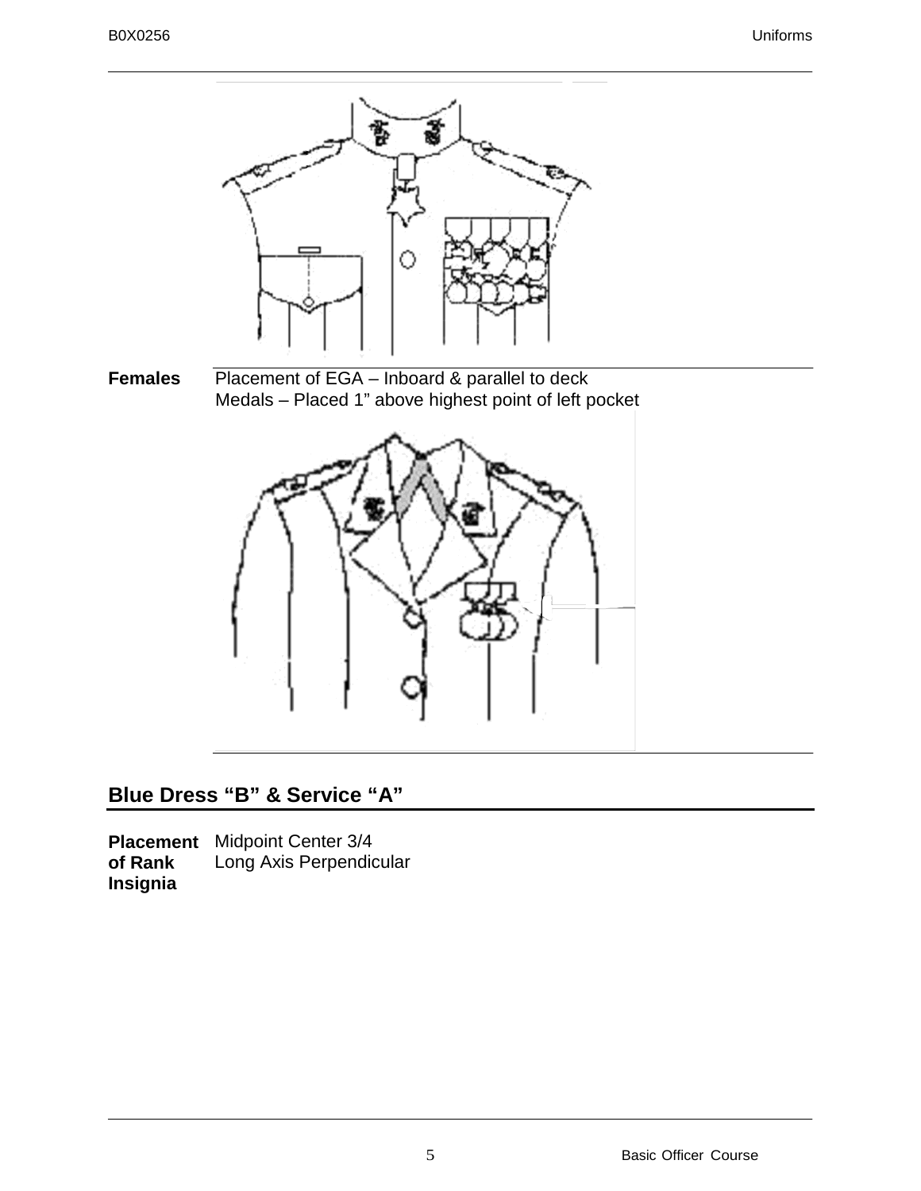**Females** Placement of EGA – Inboard & parallel to deck
Medals – Placed 1” above highest point of left pocket

## Blue Dress “B” & Service “A”

**Placement of Rank Insignia** Midpoint Center 3/4
Long Axis Perpendicular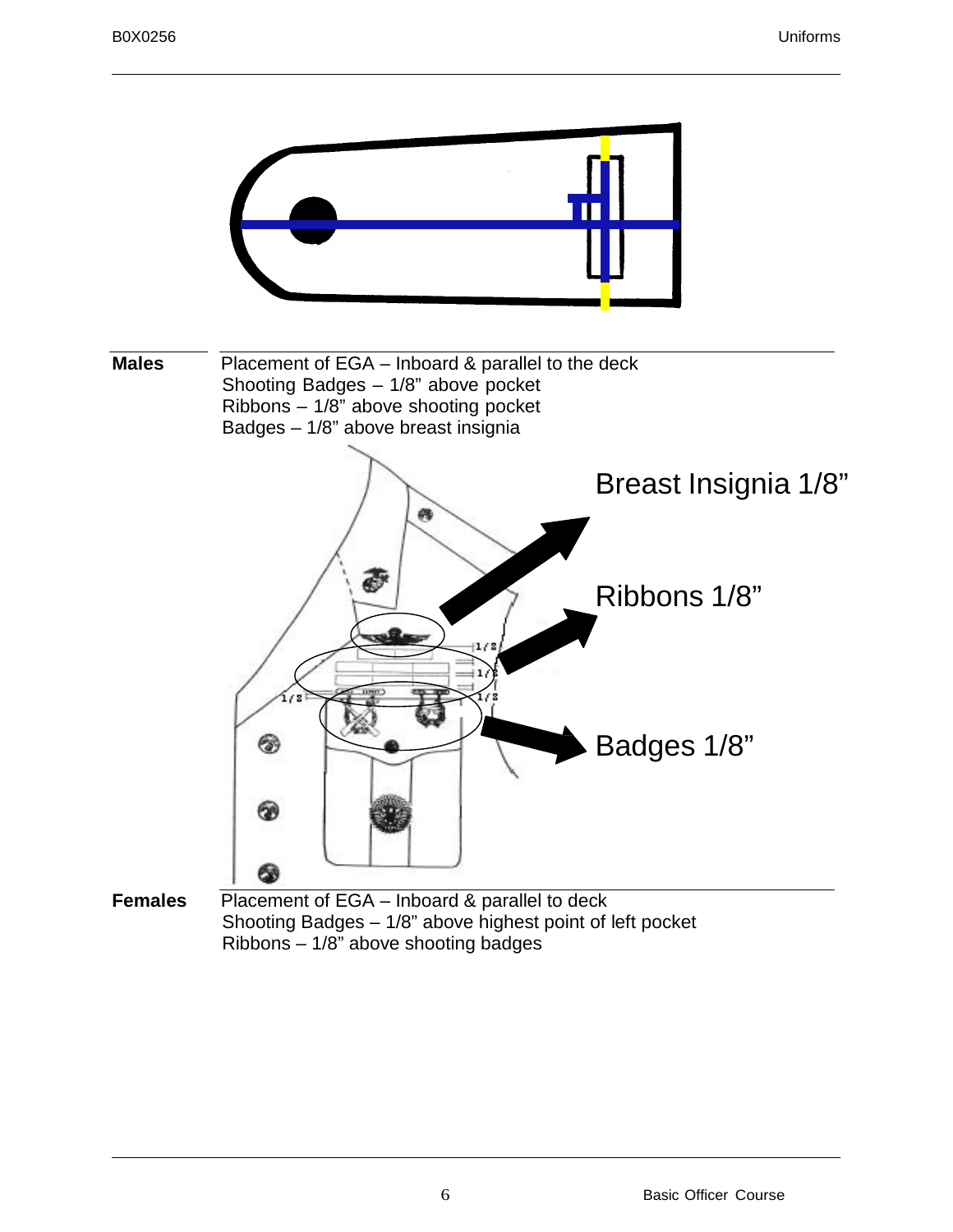**Males**

Placement of EGA – Inboard & parallel to the deck
Shooting Badges – 1/8" above pocket
Ribbons – 1/8" above shooting pocket
Badges – 1/8" above breast insignia

Breast Insignia 1/8"

Ribbons 1/8"

Badges 1/8"

**Females**

Placement of EGA – Inboard & parallel to deck
Shooting Badges – 1/8" above highest point of left pocket
Ribbons – 1/8" above shooting badges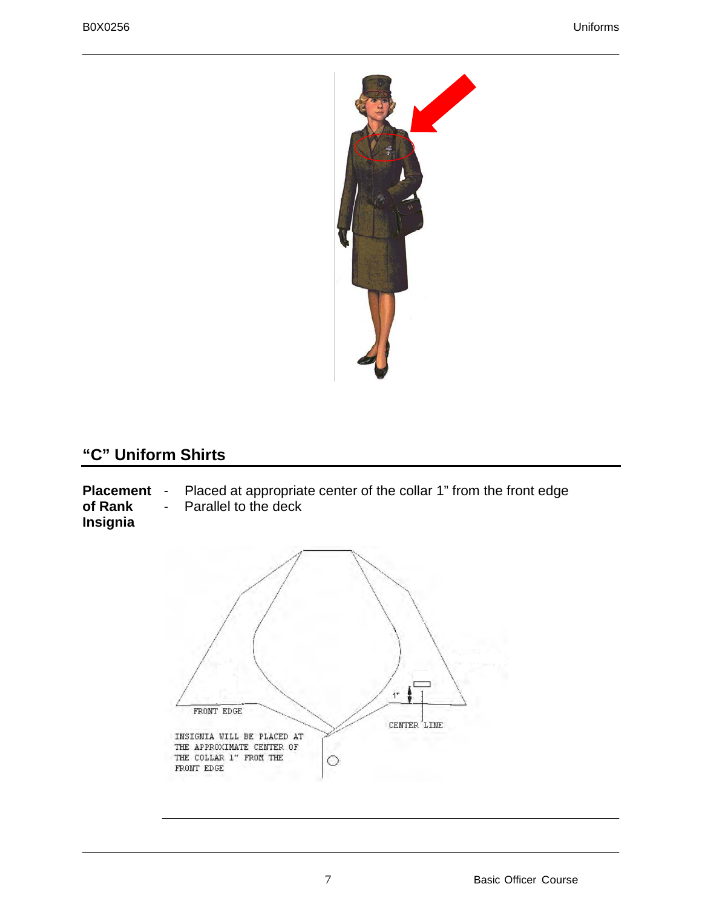## “C” Uniform Shirts

**Placement of Rank Insignia**

- Placed at appropriate center of the collar 1” from the front edge
- Parallel to the deck

FRONT EDGE

CENTER LINE

1"

INSIGNIA WILL BE PLACED AT THE APPROXIMATE CENTER OF THE COLLAR 1" FROM THE FRONT EDGE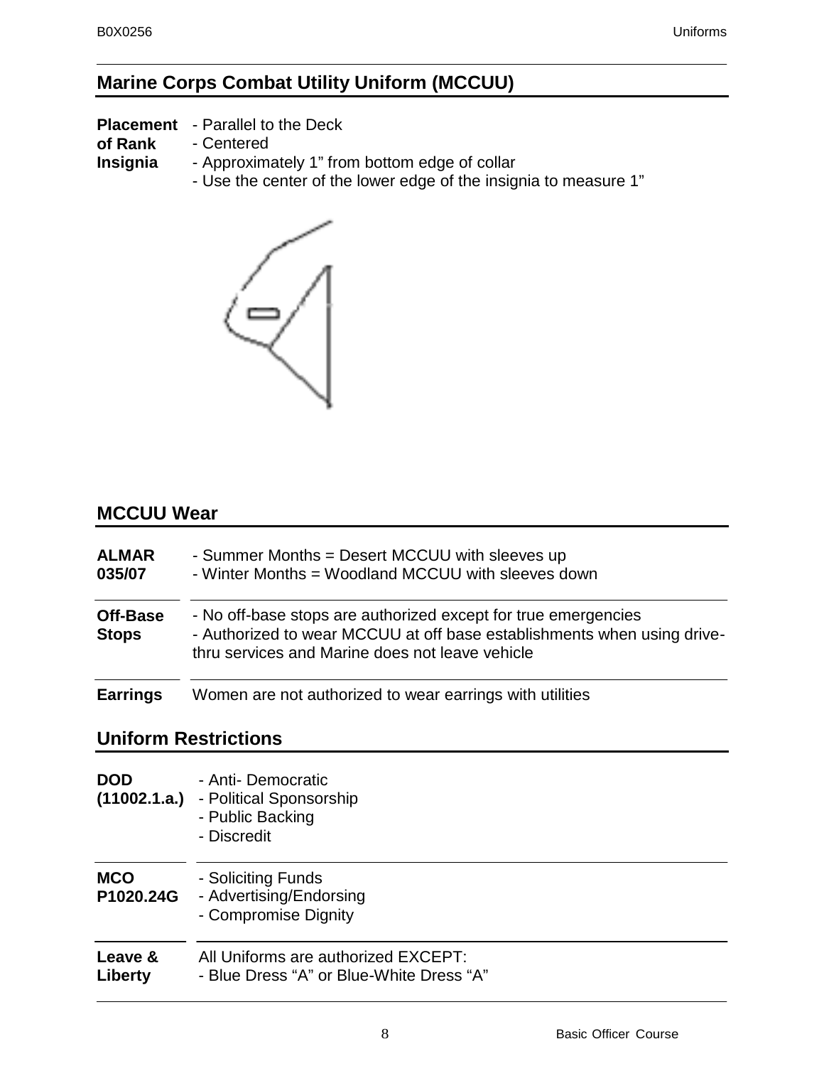## Marine Corps Combat Utility Uniform (MCCUU)

| | |
|---|---|
| **Placement of Rank Insignia** | - Parallel to the Deck<br>- Centered<br>- Approximately 1" from bottom edge of collar<br>- Use the center of the lower edge of the insignia to measure 1" |

## MCCUU Wear

| | |
|---|---|
| **ALMAR 035/07** | - Summer Months = Desert MCCUU with sleeves up<br>- Winter Months = Woodland MCCUU with sleeves down |
| **Off-Base Stops** | - No off-base stops are authorized except for true emergencies<br>- Authorized to wear MCCUU at off base establishments when using drive-thru services and Marine does not leave vehicle |
| **Earrings** | Women are not authorized to wear earrings with utilities |

## Uniform Restrictions

| | |
|---|---|
| **DOD (11002.1.a.)** | - Anti- Democratic<br>- Political Sponsorship<br>- Public Backing<br>- Discredit |
| **MCO P1020.24G** | - Soliciting Funds<br>- Advertising/Endorsing<br>- Compromise Dignity |
| **Leave & Liberty** | All Uniforms are authorized EXCEPT:<br>- Blue Dress "A" or Blue-White Dress "A" |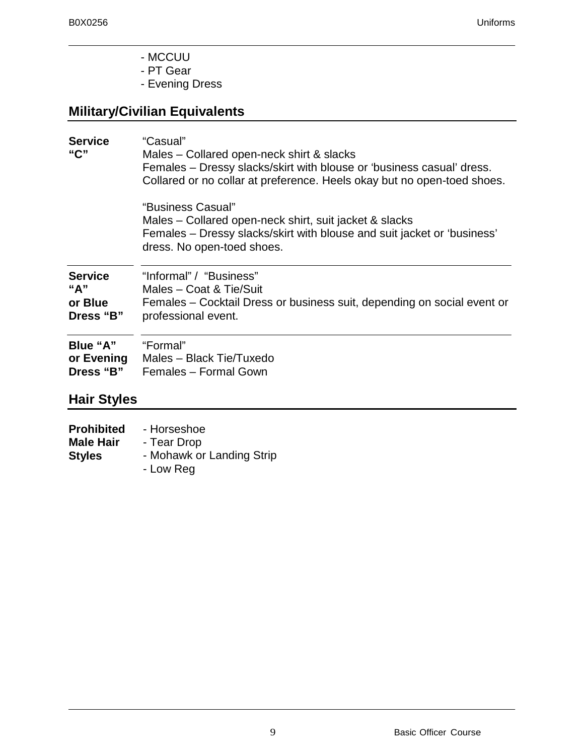- MCCUU
- PT Gear
- Evening Dress

## Military/Civilian Equivalents

| | |
|---|---|
| **Service "C"** | "Casual"<br>Males – Collared open-neck shirt & slacks<br>Females – Dressy slacks/skirt with blouse or 'business casual' dress. Collared or no collar at preference. Heels okay but no open-toed shoes.<br><br>"Business Casual"<br>Males – Collared open-neck shirt, suit jacket & slacks<br>Females – Dressy slacks/skirt with blouse and suit jacket or 'business' dress. No open-toed shoes. |
| **Service "A" or Blue Dress "B"** | "Informal" / "Business"<br>Males – Coat & Tie/Suit<br>Females – Cocktail Dress or business suit, depending on social event or professional event. |
| **Blue "A" or Evening Dress "B"** | "Formal"<br>Males – Black Tie/Tuxedo<br>Females – Formal Gown |

## Hair Styles

**Prohibited Male Hair Styles**

- Horseshoe
- Tear Drop
- Mohawk or Landing Strip
- Low Reg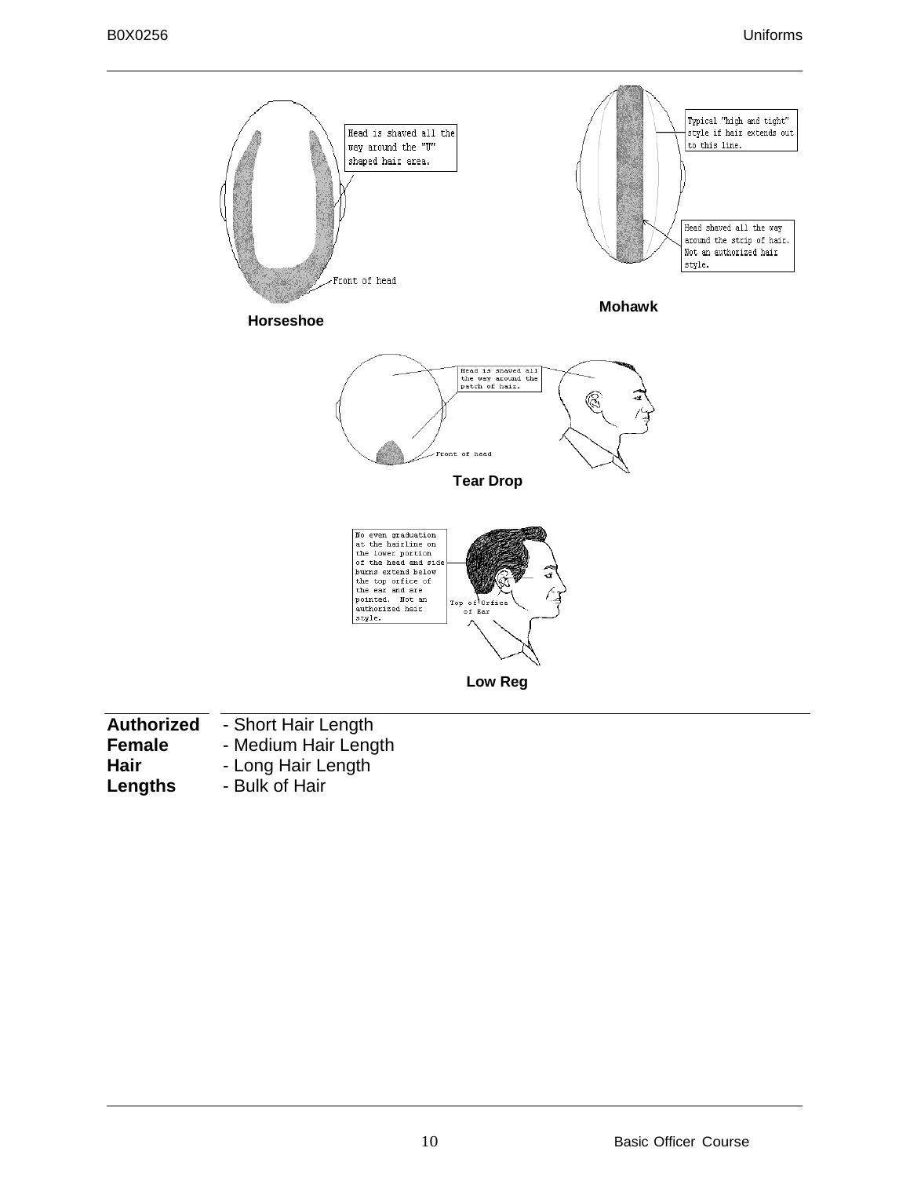Head is shaved all the way around the "U" shaped hair area.

Front of head

**Horseshoe**

Typical "high and tight" style if hair extends out to this line.

Head shaved all the way around the strip of hair. Not an authorized hair style.

**Mohawk**

Head is shaved all the way around the patch of hair.

Front of head

**Tear Drop**

No even graduation at the hairline on the lower portion of the head and side burns extend below the top orfice of the ear and are pointed. Not an authorized hair style.

Top of Orfice of Ear

**Low Reg**

**Authorized Female Hair Lengths**

- Short Hair Length
- Medium Hair Length
- Long Hair Length
- Bulk of Hair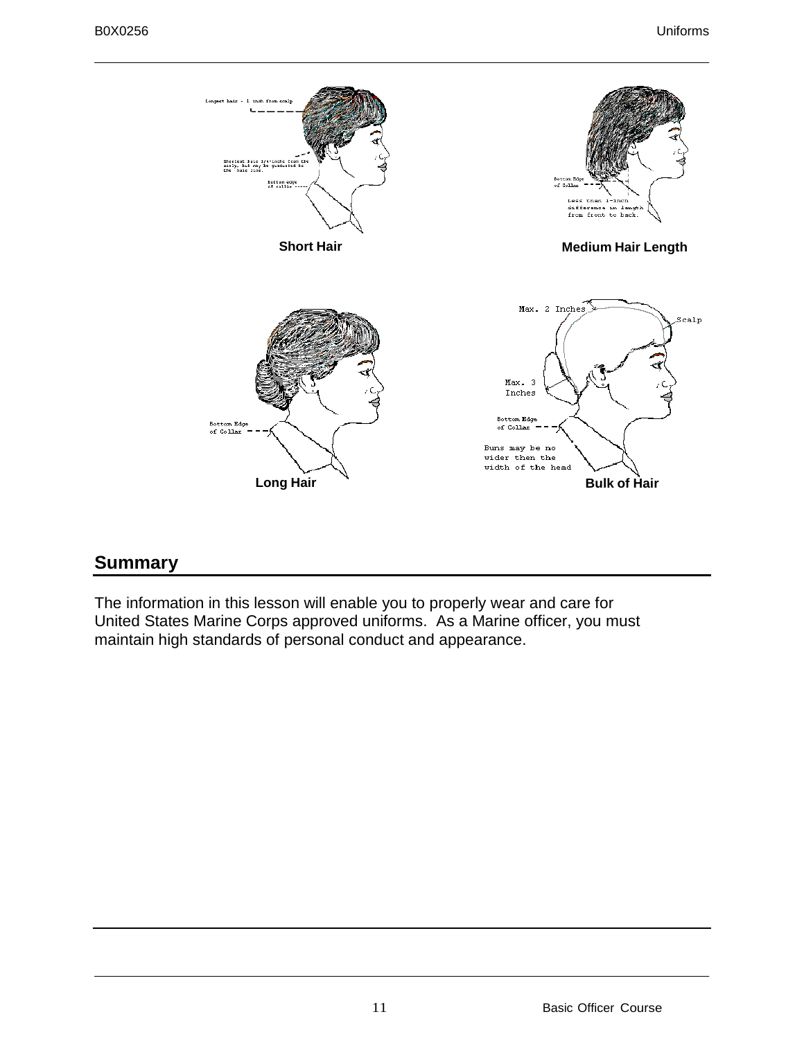Longest hair - 1 inch from scalp

Shortest hair 1/4-inche from the scalp, but may be graduated to the hair line.

Bottom edge of collar

**Short Hair**

Bottom Edge of Collar

Less than 1-inch difference in length from front to back.

**Medium Hair Length**

Bottom Edge of Collar

**Long Hair**

Max. 2 Inches

Scalp

Max. 3 Inches

Bottom Edge of Collar

Buns may be no wider then the width of the head

**Bulk of Hair**

## Summary

The information in this lesson will enable you to properly wear and care for United States Marine Corps approved uniforms. As a Marine officer, you must maintain high standards of personal conduct and appearance.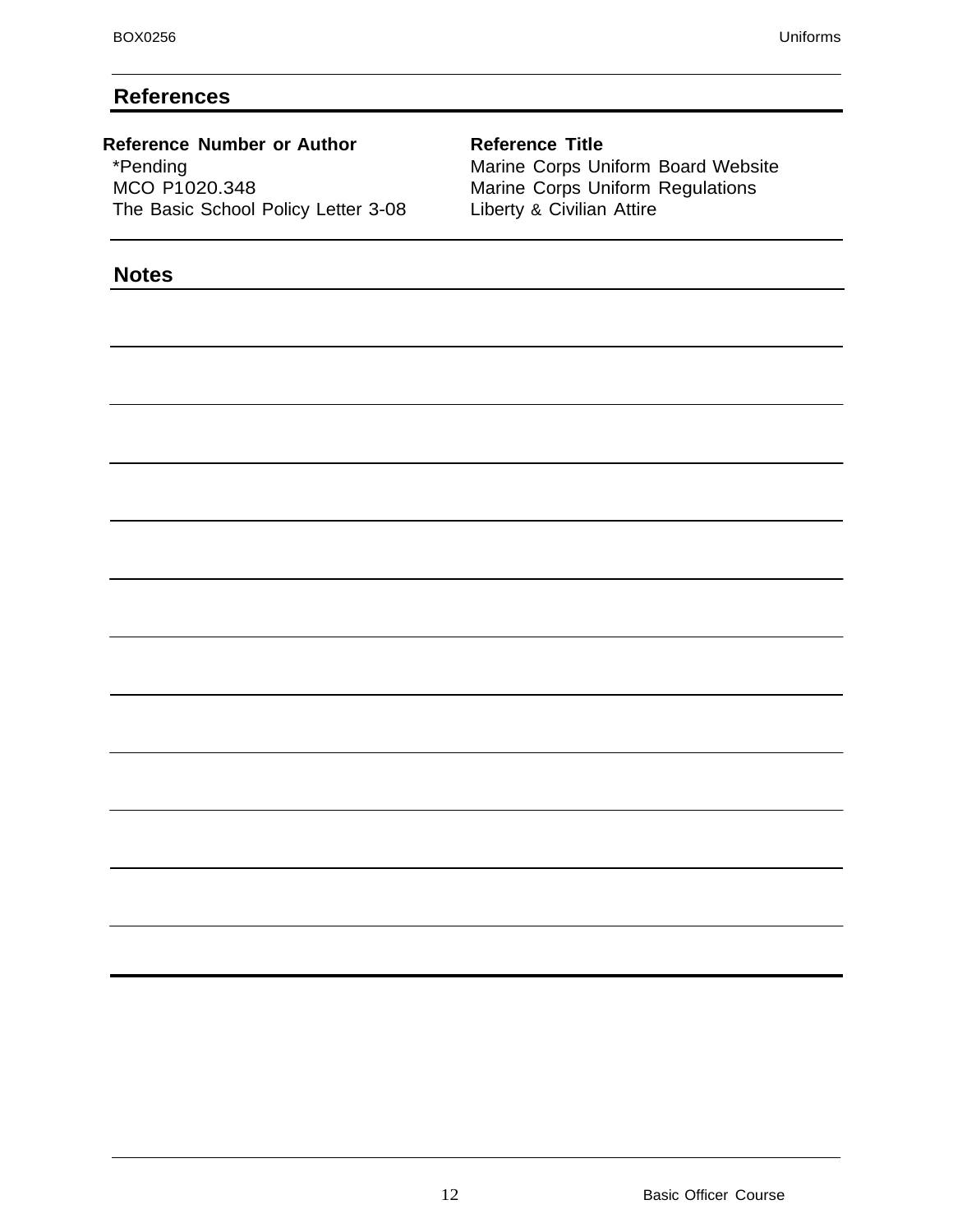## References

| Reference Number or Author | Reference Title |
| --- | --- |
| *Pending | Marine Corps Uniform Board Website |
| MCO P1020.348 | Marine Corps Uniform Regulations |
| The Basic School Policy Letter 3-08 | Liberty & Civilian Attire |

## Notes